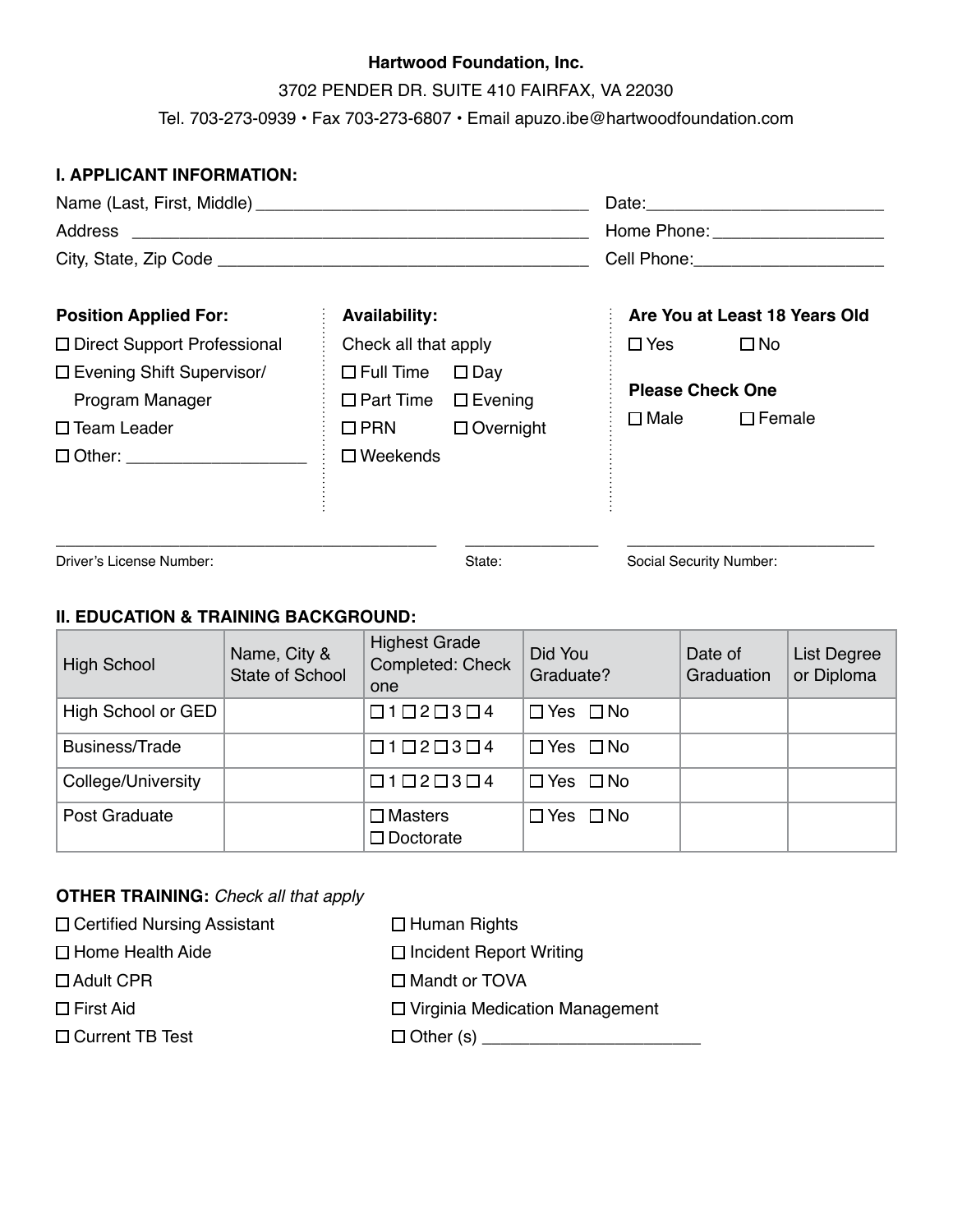**Hartwood Foundation, Inc.**

3702 PENDER DR. SUITE 410 FAIRFAX, VA 22030

Tel. 703-273-0939 • Fax 703-273-6807 • Email apuzo.ibe@hartwoodfoundation.com

## I. APPLICANT INFORMATION:

Name (Last, First, Middle) ____________________________________ Date:________________________

Address ______________________________________________ Home Phone: _________________

City, State, Zip Code _____________________________________ Cell Phone:___________________

**Position Applied For:**

☐ Direct Support Professional

☐ Evening Shift Supervisor/ Program Manager

☐ Team Leader

☐ Other: ___________________

**Availability:**

Check all that apply

☐ Full Time ☐ Day

☐ Part Time ☐ Evening

☐ PRN ☐ Overnight

☐ Weekends

**Are You at Least 18 Years Old**

☐ Yes ☐ No

**Please Check One**

☐ Male ☐ Female

__________________________________________ ______________ ___________________________

Driver's License Number: State: Social Security Number:

## II. EDUCATION & TRAINING BACKGROUND:

| High School | Name, City & State of School | Highest Grade Completed: Check one | Did You Graduate? | Date of Graduation | List Degree or Diploma |
|---|---|---|---|---|---|
| High School or GED | | ☐ 1 ☐ 2 ☐ 3 ☐ 4 | ☐ Yes ☐ No | | |
| Business/Trade | | ☐ 1 ☐ 2 ☐ 3 ☐ 4 | ☐ Yes ☐ No | | |
| College/University | | ☐ 1 ☐ 2 ☐ 3 ☐ 4 | ☐ Yes ☐ No | | |
| Post Graduate | | ☐ Masters<br>☐ Doctorate | ☐ Yes ☐ No | | |

**OTHER TRAINING:** *Check all that apply*

☐ Certified Nursing Assistant

☐ Home Health Aide

☐ Adult CPR

☐ First Aid

☐ Current TB Test

☐ Human Rights

☐ Incident Report Writing

☐ Mandt or TOVA

☐ Virginia Medication Management

☐ Other (s) ______________________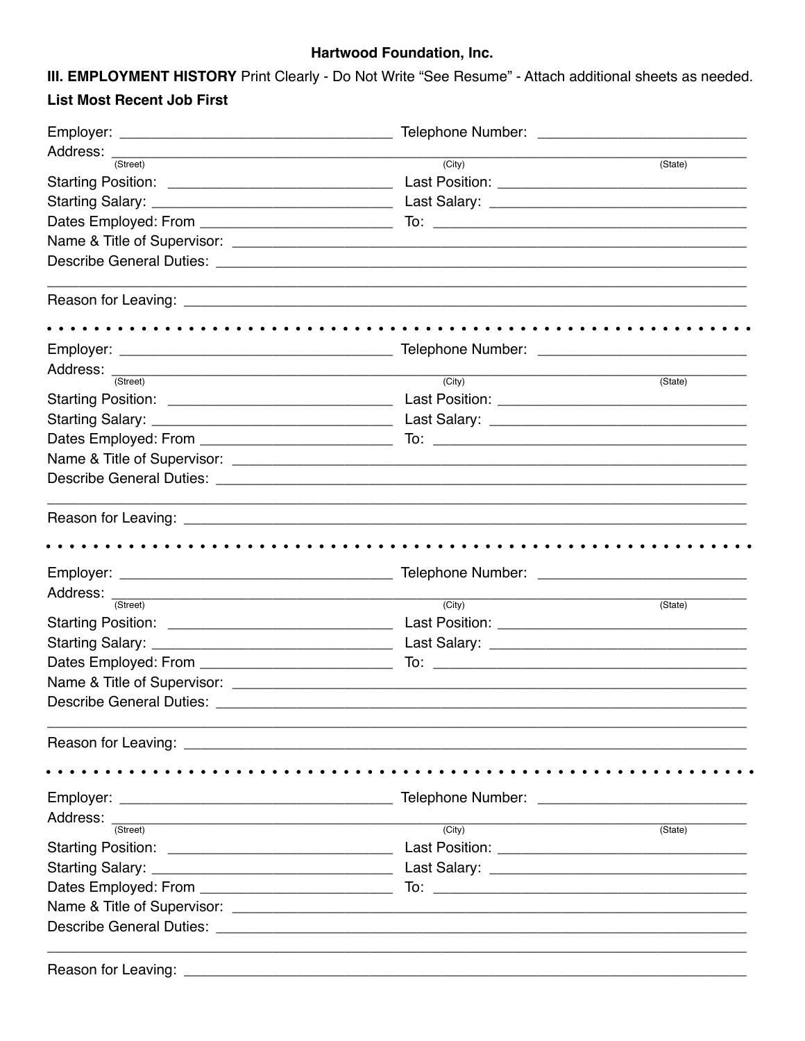**Hartwood Foundation, Inc.**

**III. EMPLOYMENT HISTORY** Print Clearly - Do Not Write "See Resume" - Attach additional sheets as needed.

**List Most Recent Job First**

Employer: ______________________________ Telephone Number: ______________________

Address: ______________________________________________________________________
(Street) (City) (State)

Starting Position: ________________________ Last Position: ___________________________

Starting Salary: __________________________ Last Salary: ____________________________

Dates Employed: From ____________________ To: _________________________________

Name & Title of Supervisor: ____________________________________________________

Describe General Duties: ______________________________________________________

_______________________________________________________________________________

Reason for Leaving: ___________________________________________________________

• • • • • • • • • • • • • • • • • • • • • • • • • • • • • • • • • • • • • • • • • • • • • • • • • • • • • • • •

Employer: ______________________________ Telephone Number: ______________________

Address: ______________________________________________________________________
(Street) (City) (State)

Starting Position: ________________________ Last Position: ___________________________

Starting Salary: __________________________ Last Salary: ____________________________

Dates Employed: From ____________________ To: _________________________________

Name & Title of Supervisor: ____________________________________________________

Describe General Duties: ______________________________________________________

_______________________________________________________________________________

Reason for Leaving: ___________________________________________________________

• • • • • • • • • • • • • • • • • • • • • • • • • • • • • • • • • • • • • • • • • • • • • • • • • • • • • • • •

Employer: ______________________________ Telephone Number: ______________________

Address: ______________________________________________________________________
(Street) (City) (State)

Starting Position: ________________________ Last Position: ___________________________

Starting Salary: __________________________ Last Salary: ____________________________

Dates Employed: From ____________________ To: _________________________________

Name & Title of Supervisor: ____________________________________________________

Describe General Duties: ______________________________________________________

_______________________________________________________________________________

Reason for Leaving: ___________________________________________________________

• • • • • • • • • • • • • • • • • • • • • • • • • • • • • • • • • • • • • • • • • • • • • • • • • • • • • • • •

Employer: ______________________________ Telephone Number: ______________________

Address: ______________________________________________________________________
(Street) (City) (State)

Starting Position: ________________________ Last Position: ___________________________

Starting Salary: __________________________ Last Salary: ____________________________

Dates Employed: From ____________________ To: _________________________________

Name & Title of Supervisor: ____________________________________________________

Describe General Duties: ______________________________________________________

_______________________________________________________________________________

Reason for Leaving: ___________________________________________________________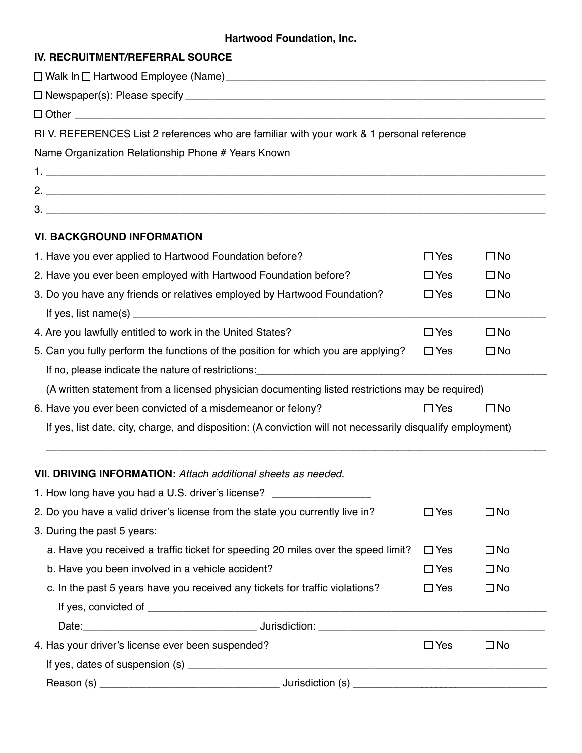**Hartwood Foundation, Inc.**

## IV. RECRUITMENT/REFERRAL SOURCE

☐ Walk In ☐ Hartwood Employee (Name)_______________________________________________

☐ Newspaper(s): Please specify _______________________________________________

☐ Other _______________________________________________

RI V. REFERENCES List 2 references who are familiar with your work & 1 personal reference

Name Organization Relationship Phone # Years Known

1. _______________________________________________
2. _______________________________________________
3. _______________________________________________

## VI. BACKGROUND INFORMATION

| Question | Yes | No |
|---|---|---|
| 1. Have you ever applied to Hartwood Foundation before? | ☐ Yes | ☐ No |
| 2. Have you ever been employed with Hartwood Foundation before? | ☐ Yes | ☐ No |
| 3. Do you have any friends or relatives employed by Hartwood Foundation? | ☐ Yes | ☐ No |

If yes, list name(s) _______________________________________________

| Question | Yes | No |
|---|---|---|
| 4. Are you lawfully entitled to work in the United States? | ☐ Yes | ☐ No |
| 5. Can you fully perform the functions of the position for which you are applying? | ☐ Yes | ☐ No |

If no, please indicate the nature of restrictions:_______________________________________________

(A written statement from a licensed physician documenting listed restrictions may be required)

| Question | Yes | No |
|---|---|---|
| 6. Have you ever been convicted of a misdemeanor or felony? | ☐ Yes | ☐ No |

If yes, list date, city, charge, and disposition: (A conviction will not necessarily disqualify employment)

_______________________________________________

## VII. DRIVING INFORMATION: *Attach additional sheets as needed.*

1. How long have you had a U.S. driver's license? _______________

| Question | Yes | No |
|---|---|---|
| 2. Do you have a valid driver's license from the state you currently live in? | ☐ Yes | ☐ No |

3. During the past 5 years:

| Question | Yes | No |
|---|---|---|
| a. Have you received a traffic ticket for speeding 20 miles over the speed limit? | ☐ Yes | ☐ No |
| b. Have you been involved in a vehicle accident? | ☐ Yes | ☐ No |
| c. In the past 5 years have you received any tickets for traffic violations? | ☐ Yes | ☐ No |

If yes, convicted of _______________________________________________

Date:_____________________________ Jurisdiction: _______________________________

| Question | Yes | No |
|---|---|---|
| 4. Has your driver's license ever been suspended? | ☐ Yes | ☐ No |

If yes, dates of suspension (s) _______________________________________________

Reason (s) _____________________________ Jurisdiction (s) _____________________________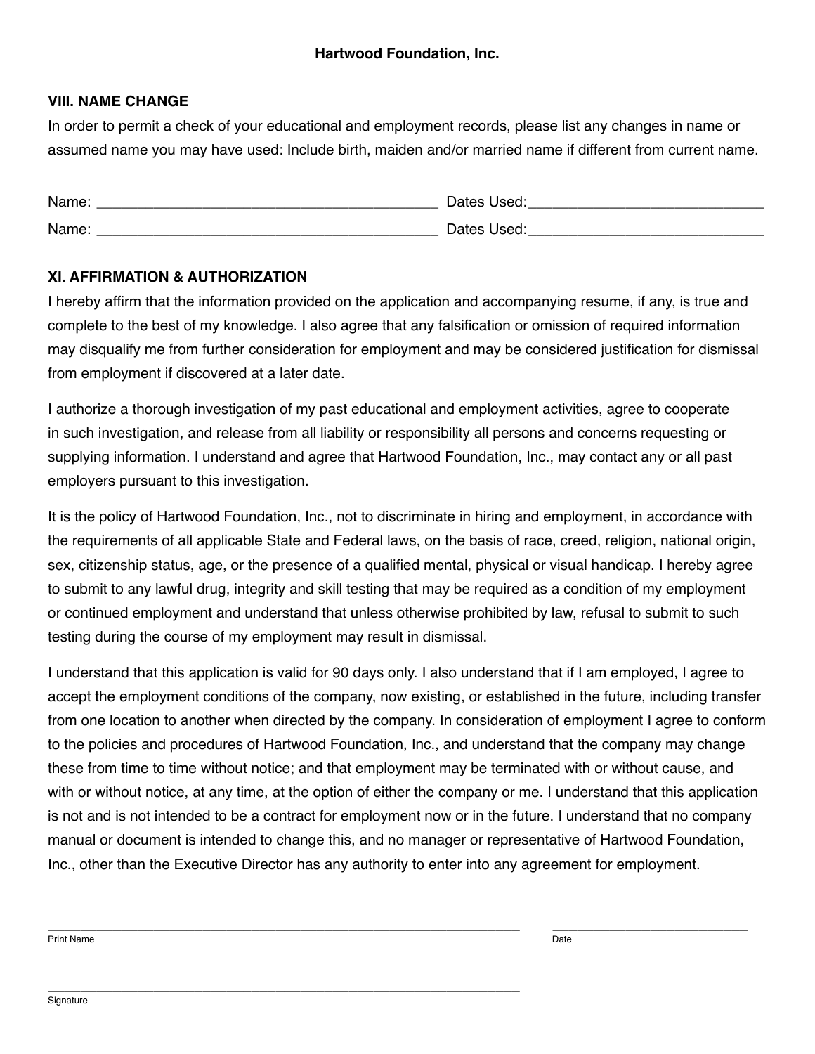**Hartwood Foundation, Inc.**

## VIII. NAME CHANGE

In order to permit a check of your educational and employment records, please list any changes in name or assumed name you may have used: Include birth, maiden and/or married name if different from current name.

Name: ____________________________________________ Dates Used:______________________________

Name: ____________________________________________ Dates Used:______________________________

## XI. AFFIRMATION & AUTHORIZATION

I hereby affirm that the information provided on the application and accompanying resume, if any, is true and complete to the best of my knowledge. I also agree that any falsification or omission of required information may disqualify me from further consideration for employment and may be considered justification for dismissal from employment if discovered at a later date.

I authorize a thorough investigation of my past educational and employment activities, agree to cooperate in such investigation, and release from all liability or responsibility all persons and concerns requesting or supplying information. I understand and agree that Hartwood Foundation, Inc., may contact any or all past employers pursuant to this investigation.

It is the policy of Hartwood Foundation, Inc., not to discriminate in hiring and employment, in accordance with the requirements of all applicable State and Federal laws, on the basis of race, creed, religion, national origin, sex, citizenship status, age, or the presence of a qualified mental, physical or visual handicap. I hereby agree to submit to any lawful drug, integrity and skill testing that may be required as a condition of my employment or continued employment and understand that unless otherwise prohibited by law, refusal to submit to such testing during the course of my employment may result in dismissal.

I understand that this application is valid for 90 days only. I also understand that if I am employed, I agree to accept the employment conditions of the company, now existing, or established in the future, including transfer from one location to another when directed by the company. In consideration of employment I agree to conform to the policies and procedures of Hartwood Foundation, Inc., and understand that the company may change these from time to time without notice; and that employment may be terminated with or without cause, and with or without notice, at any time, at the option of either the company or me. I understand that this application is not and is not intended to be a contract for employment now or in the future. I understand that no company manual or document is intended to change this, and no manager or representative of Hartwood Foundation, Inc., other than the Executive Director has any authority to enter into any agreement for employment.

_________________________________________________________________ ___________________________

Print Name Date

_________________________________________________________________

Signature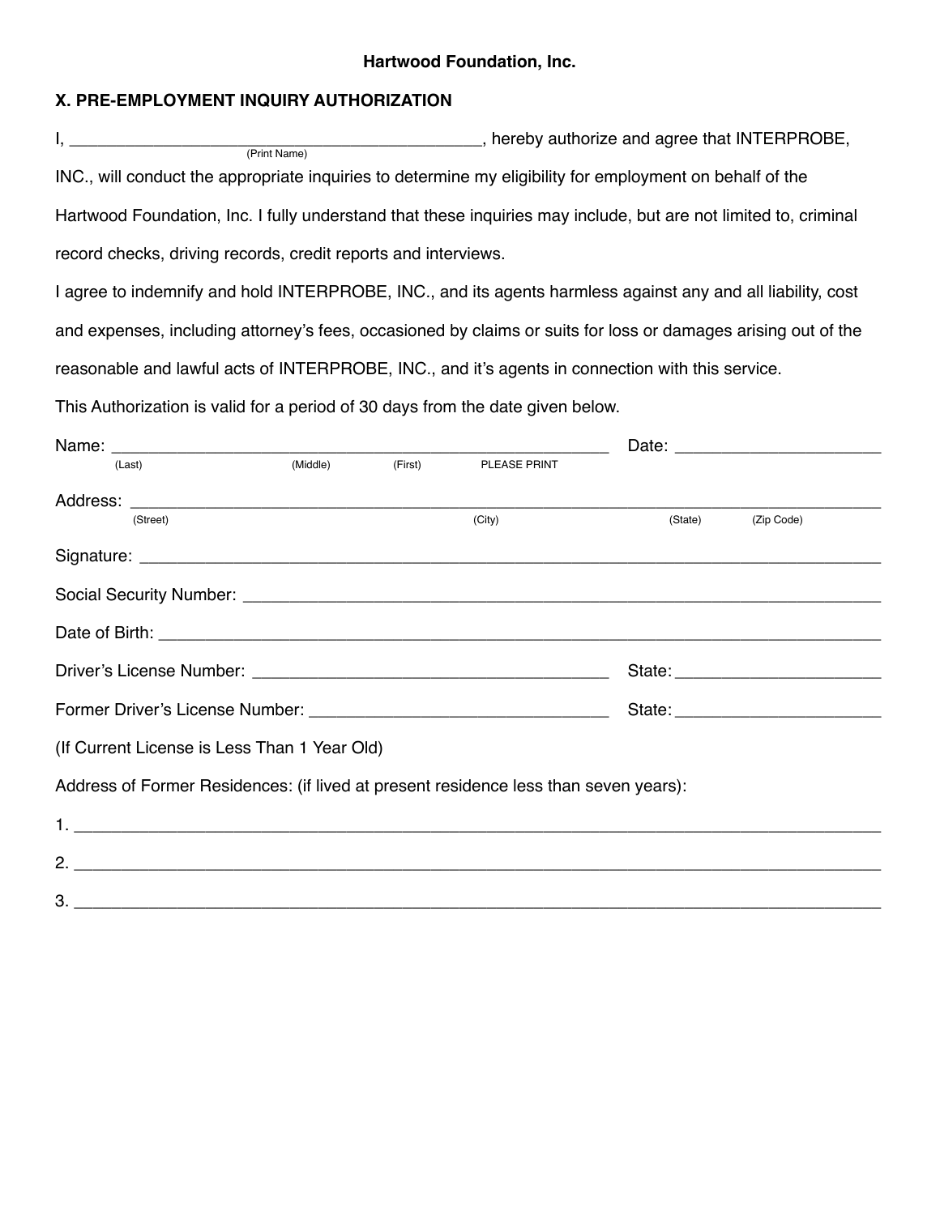**Hartwood Foundation, Inc.**

## X. PRE-EMPLOYMENT INQUIRY AUTHORIZATION

I, ____________________________________________, hereby authorize and agree that INTERPROBE,
(Print Name)

INC., will conduct the appropriate inquiries to determine my eligibility for employment on behalf of the Hartwood Foundation, Inc. I fully understand that these inquiries may include, but are not limited to, criminal record checks, driving records, credit reports and interviews.

I agree to indemnify and hold INTERPROBE, INC., and its agents harmless against any and all liability, cost and expenses, including attorney's fees, occasioned by claims or suits for loss or damages arising out of the reasonable and lawful acts of INTERPROBE, INC., and it's agents in connection with this service.

This Authorization is valid for a period of 30 days from the date given below.

Name: ________________________________________________________ Date: ______________________
(Last) (Middle) (First) PLEASE PRINT

Address: ______________________________________________________________________________
(Street) (City) (State) (Zip Code)

Signature: _____________________________________________________________________________

Social Security Number: __________________________________________________________________

Date of Birth: __________________________________________________________________________

Driver's License Number: ________________________________________ State: ______________________

Former Driver's License Number: _________________________________ State: ______________________

(If Current License is Less Than 1 Year Old)

Address of Former Residences: (if lived at present residence less than seven years):

1. _____________________________________________________________________________________

2. _____________________________________________________________________________________

3. _____________________________________________________________________________________